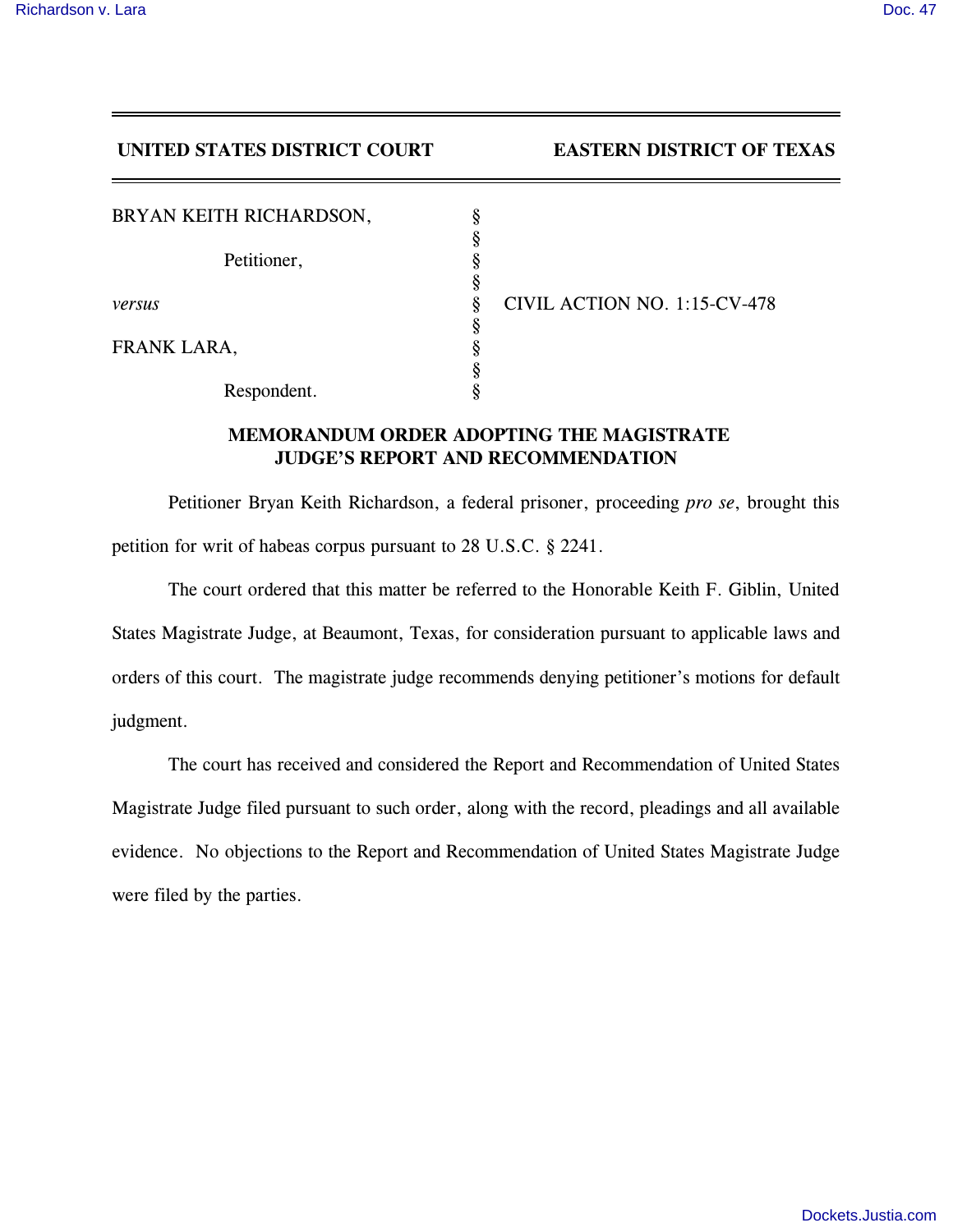**UNITED STATES DISTRICT COURT EASTERN DISTRICT OF TEXAS**

| | | |
|---|---|---|
| BRYAN KEITH RICHARDSON, | § | |
| | § | |
| Petitioner, | § | |
| | § | |
| *versus* | § | CIVIL ACTION NO. 1:15-CV-478 |
| | § | |
| FRANK LARA, | § | |
| | § | |
| Respondent. | § | |

## MEMORANDUM ORDER ADOPTING THE MAGISTRATE JUDGE'S REPORT AND RECOMMENDATION

Petitioner Bryan Keith Richardson, a federal prisoner, proceeding *pro se*, brought this petition for writ of habeas corpus pursuant to 28 U.S.C. § 2241.

The court ordered that this matter be referred to the Honorable Keith F. Giblin, United States Magistrate Judge, at Beaumont, Texas, for consideration pursuant to applicable laws and orders of this court. The magistrate judge recommends denying petitioner's motions for default judgment.

The court has received and considered the Report and Recommendation of United States Magistrate Judge filed pursuant to such order, along with the record, pleadings and all available evidence. No objections to the Report and Recommendation of United States Magistrate Judge were filed by the parties.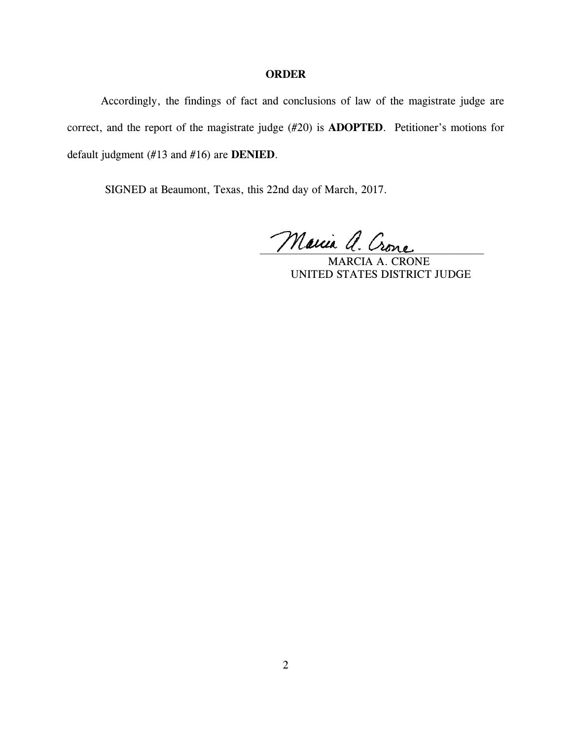**ORDER**

Accordingly, the findings of fact and conclusions of law of the magistrate judge are correct, and the report of the magistrate judge (#20) is **ADOPTED**. Petitioner's motions for default judgment (#13 and #16) are **DENIED**.

SIGNED at Beaumont, Texas, this 22nd day of March, 2017.

Marcia A. Crone

MARCIA A. CRONE
UNITED STATES DISTRICT JUDGE